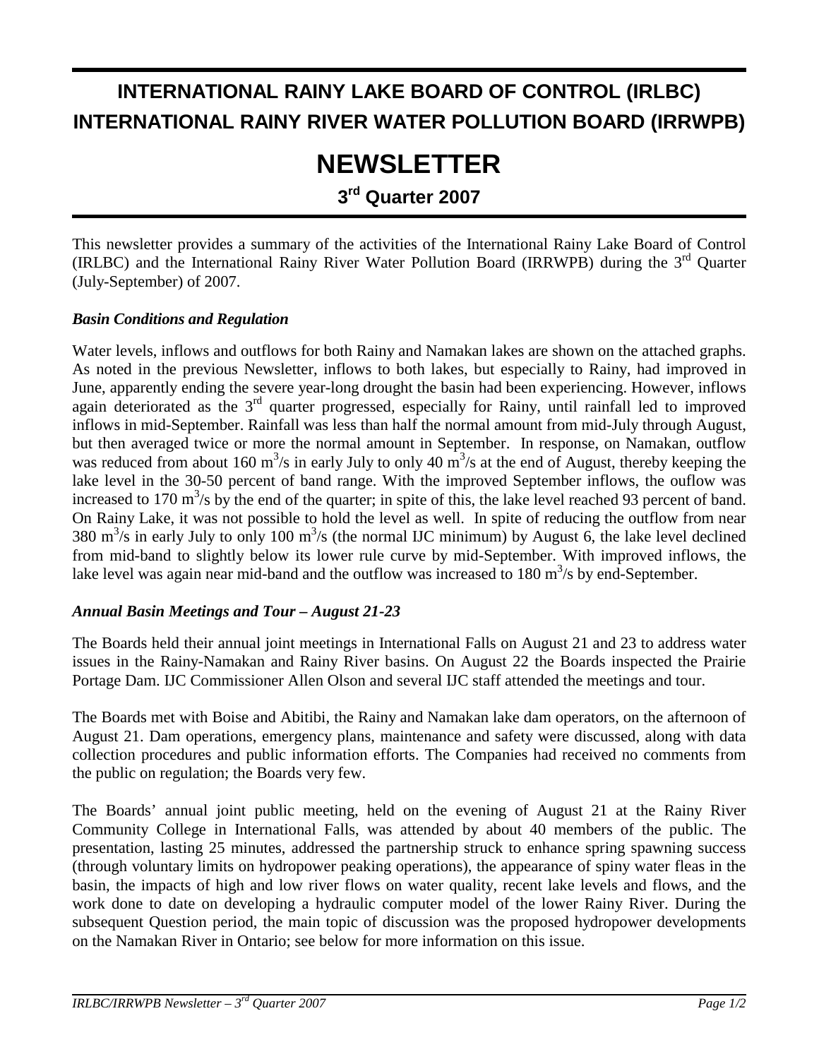# INTERNATIONAL RAINY LAKE BOARD OF CONTROL (IRLBC)
# INTERNATIONAL RAINY RIVER WATER POLLUTION BOARD (IRRWPB)

# NEWSLETTER

## 3rd Quarter 2007

This newsletter provides a summary of the activities of the International Rainy Lake Board of Control (IRLBC) and the International Rainy River Water Pollution Board (IRRWPB) during the 3rd Quarter (July-September) of 2007.

### *Basin Conditions and Regulation*

Water levels, inflows and outflows for both Rainy and Namakan lakes are shown on the attached graphs. As noted in the previous Newsletter, inflows to both lakes, but especially to Rainy, had improved in June, apparently ending the severe year-long drought the basin had been experiencing. However, inflows again deteriorated as the 3rd quarter progressed, especially for Rainy, until rainfall led to improved inflows in mid-September. Rainfall was less than half the normal amount from mid-July through August, but then averaged twice or more the normal amount in September. In response, on Namakan, outflow was reduced from about 160 $m^3$/s in early July to only 40 $m^3$/s at the end of August, thereby keeping the lake level in the 30-50 percent of band range. With the improved September inflows, the ouflow was increased to 170 $m^3$/s by the end of the quarter; in spite of this, the lake level reached 93 percent of band. On Rainy Lake, it was not possible to hold the level as well. In spite of reducing the outflow from near 380 $m^3$/s in early July to only 100 $m^3$/s (the normal IJC minimum) by August 6, the lake level declined from mid-band to slightly below its lower rule curve by mid-September. With improved inflows, the lake level was again near mid-band and the outflow was increased to 180 $m^3$/s by end-September.

### *Annual Basin Meetings and Tour – August 21-23*

The Boards held their annual joint meetings in International Falls on August 21 and 23 to address water issues in the Rainy-Namakan and Rainy River basins. On August 22 the Boards inspected the Prairie Portage Dam. IJC Commissioner Allen Olson and several IJC staff attended the meetings and tour.

The Boards met with Boise and Abitibi, the Rainy and Namakan lake dam operators, on the afternoon of August 21. Dam operations, emergency plans, maintenance and safety were discussed, along with data collection procedures and public information efforts. The Companies had received no comments from the public on regulation; the Boards very few.

The Boards' annual joint public meeting, held on the evening of August 21 at the Rainy River Community College in International Falls, was attended by about 40 members of the public. The presentation, lasting 25 minutes, addressed the partnership struck to enhance spring spawning success (through voluntary limits on hydropower peaking operations), the appearance of spiny water fleas in the basin, the impacts of high and low river flows on water quality, recent lake levels and flows, and the work done to date on developing a hydraulic computer model of the lower Rainy River. During the subsequent Question period, the main topic of discussion was the proposed hydropower developments on the Namakan River in Ontario; see below for more information on this issue.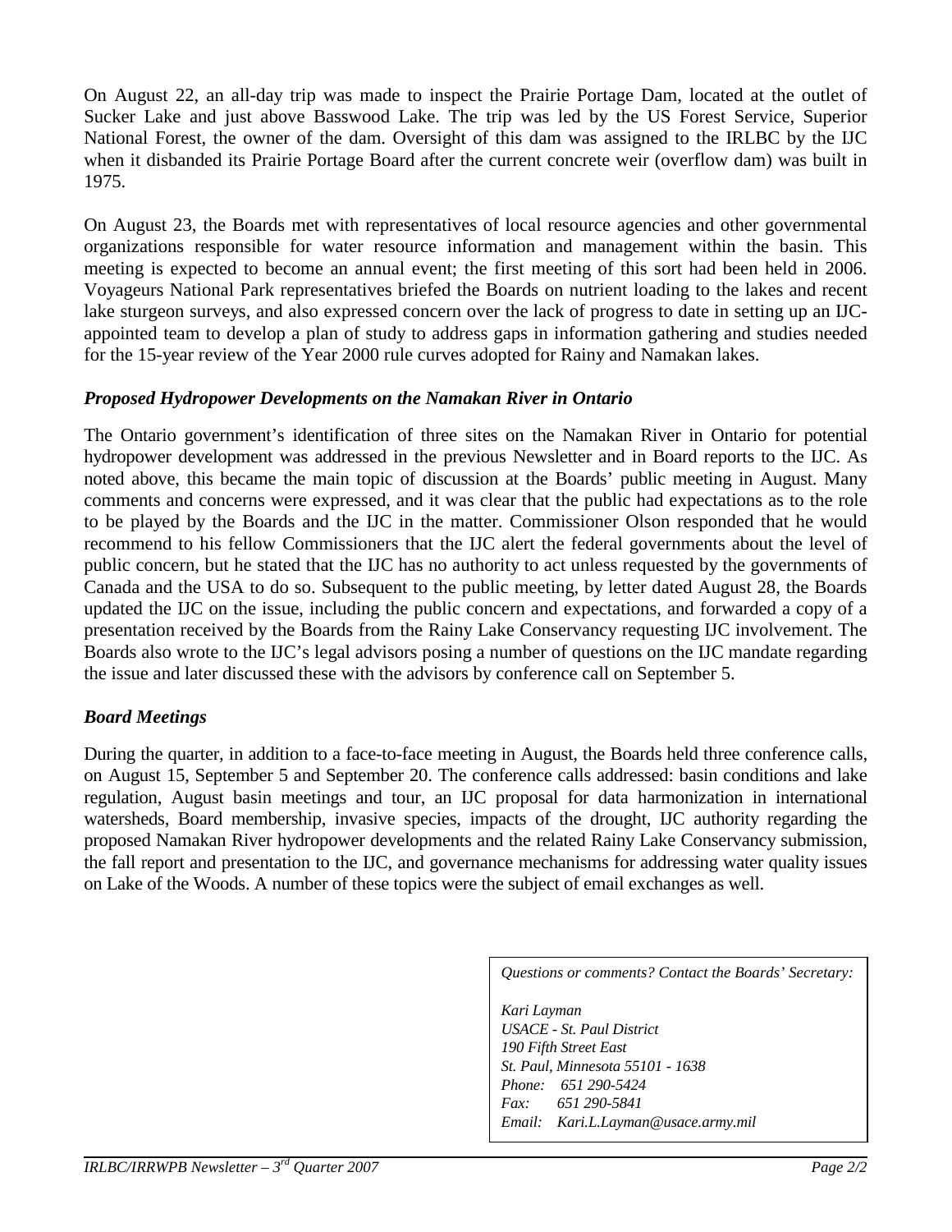On August 22, an all-day trip was made to inspect the Prairie Portage Dam, located at the outlet of Sucker Lake and just above Basswood Lake. The trip was led by the US Forest Service, Superior National Forest, the owner of the dam. Oversight of this dam was assigned to the IRLBC by the IJC when it disbanded its Prairie Portage Board after the current concrete weir (overflow dam) was built in 1975.

On August 23, the Boards met with representatives of local resource agencies and other governmental organizations responsible for water resource information and management within the basin. This meeting is expected to become an annual event; the first meeting of this sort had been held in 2006. Voyageurs National Park representatives briefed the Boards on nutrient loading to the lakes and recent lake sturgeon surveys, and also expressed concern over the lack of progress to date in setting up an IJC-appointed team to develop a plan of study to address gaps in information gathering and studies needed for the 15-year review of the Year 2000 rule curves adopted for Rainy and Namakan lakes.

### *Proposed Hydropower Developments on the Namakan River in Ontario*

The Ontario government's identification of three sites on the Namakan River in Ontario for potential hydropower development was addressed in the previous Newsletter and in Board reports to the IJC. As noted above, this became the main topic of discussion at the Boards' public meeting in August. Many comments and concerns were expressed, and it was clear that the public had expectations as to the role to be played by the Boards and the IJC in the matter. Commissioner Olson responded that he would recommend to his fellow Commissioners that the IJC alert the federal governments about the level of public concern, but he stated that the IJC has no authority to act unless requested by the governments of Canada and the USA to do so. Subsequent to the public meeting, by letter dated August 28, the Boards updated the IJC on the issue, including the public concern and expectations, and forwarded a copy of a presentation received by the Boards from the Rainy Lake Conservancy requesting IJC involvement. The Boards also wrote to the IJC's legal advisors posing a number of questions on the IJC mandate regarding the issue and later discussed these with the advisors by conference call on September 5.

### *Board Meetings*

During the quarter, in addition to a face-to-face meeting in August, the Boards held three conference calls, on August 15, September 5 and September 20. The conference calls addressed: basin conditions and lake regulation, August basin meetings and tour, an IJC proposal for data harmonization in international watersheds, Board membership, invasive species, impacts of the drought, IJC authority regarding the proposed Namakan River hydropower developments and the related Rainy Lake Conservancy submission, the fall report and presentation to the IJC, and governance mechanisms for addressing water quality issues on Lake of the Woods. A number of these topics were the subject of email exchanges as well.

*Questions or comments? Contact the Boards' Secretary:*

*Kari Layman*
*USACE - St. Paul District*
*190 Fifth Street East*
*St. Paul, Minnesota 55101 - 1638*
*Phone: 651 290-5424*
*Fax: 651 290-5841*
*Email: Kari.L.Layman@usace.army.mil*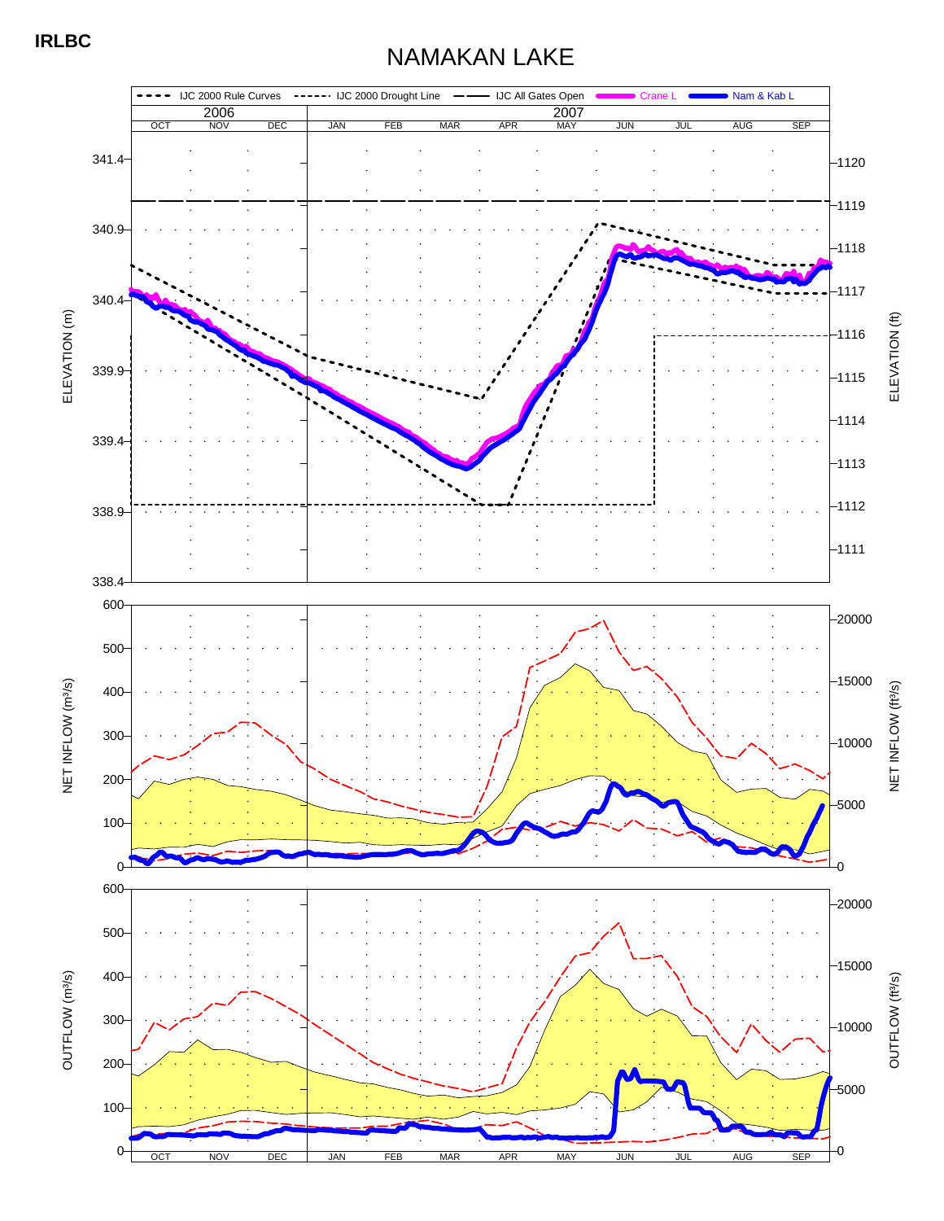IRLBC

# NAMAKAN LAKE

IJC 2000 Rule Curves — IJC 2000 Drought Line — IJC All Gates Open — Crane L — Nam & Kab L

2006: OCT NOV DEC — 2007: JAN FEB MAR APR MAY JUN JUL AUG SEP

ELEVATION (m): 341.4, 340.9, 340.4, 339.9, 339.4, 338.9, 338.4

ELEVATION (ft): 1120, 1119, 1118, 1117, 1116, 1115, 1114, 1113, 1112, 1111

NET INFLOW (m³/s): 600, 500, 400, 300, 200, 100, 0

NET INFLOW (ft³/s): 20000, 15000, 10000, 5000, 0

OUTFLOW (m³/s): 600, 500, 400, 300, 200, 100, 0

OUTFLOW (ft³/s): 20000, 15000, 10000, 5000, 0

OCT NOV DEC JAN FEB MAR APR MAY JUN JUL AUG SEP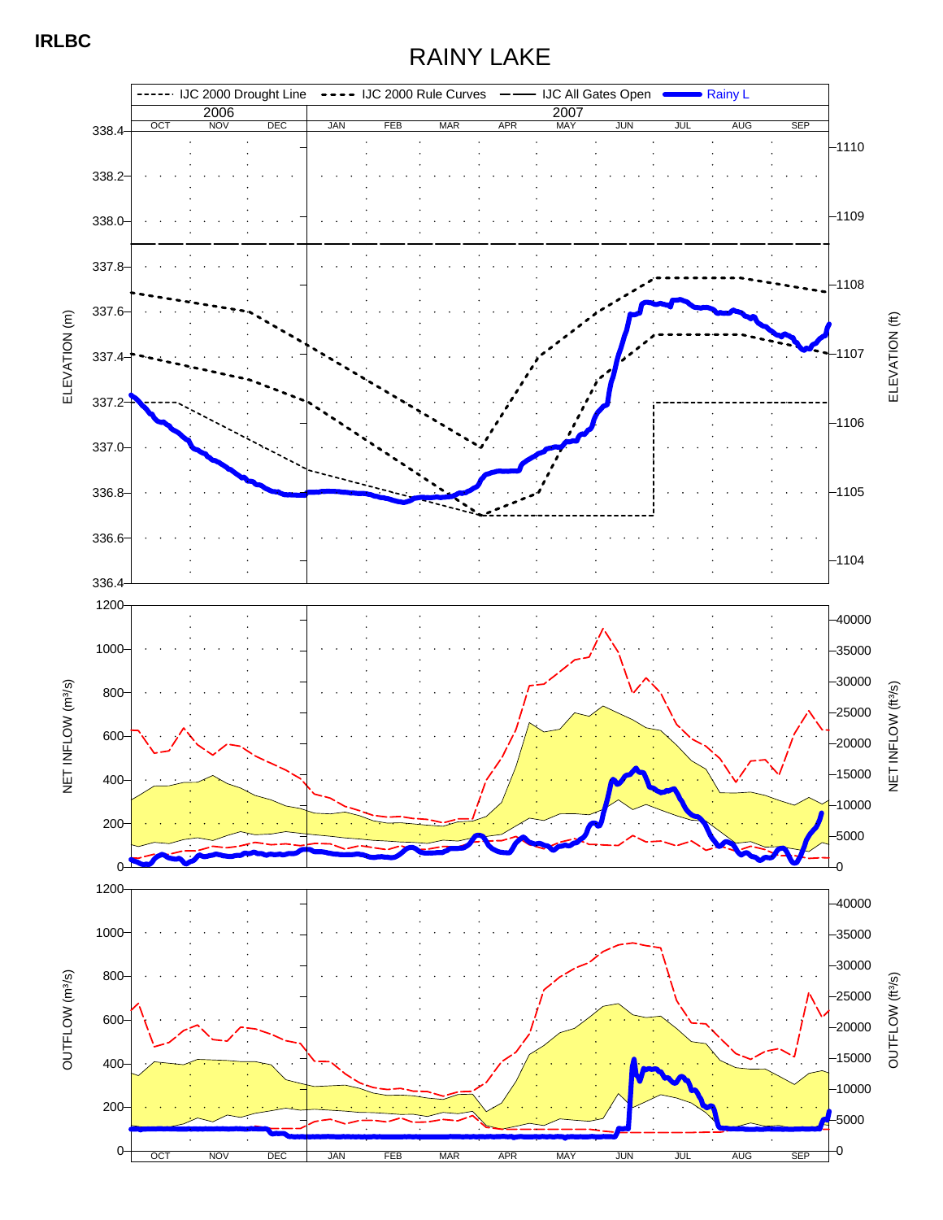IRLBC

# RAINY LAKE

IJC 2000 Drought Line
IJC 2000 Rule Curves
IJC All Gates Open
Rainy L

2006
2007

OCT NOV DEC JAN FEB MAR APR MAY JUN JUL AUG SEP

ELEVATION (m)

338.4
338.2
338.0
337.8
337.6
337.4
337.2
337.0
336.8
336.6
336.4

ELEVATION (ft)

1110
1109
1108
1107
1106
1105
1104

NET INFLOW (m³/s)

1200
1000
800
600
400
200
0

NET INFLOW (ft³/s)

40000
35000
30000
25000
20000
15000
10000
5000
0

OUTFLOW (m³/s)

1200
1000
800
600
400
200
0

OUTFLOW (ft³/s)

40000
35000
30000
25000
20000
15000
10000
5000
0

OCT NOV DEC JAN FEB MAR APR MAY JUN JUL AUG SEP